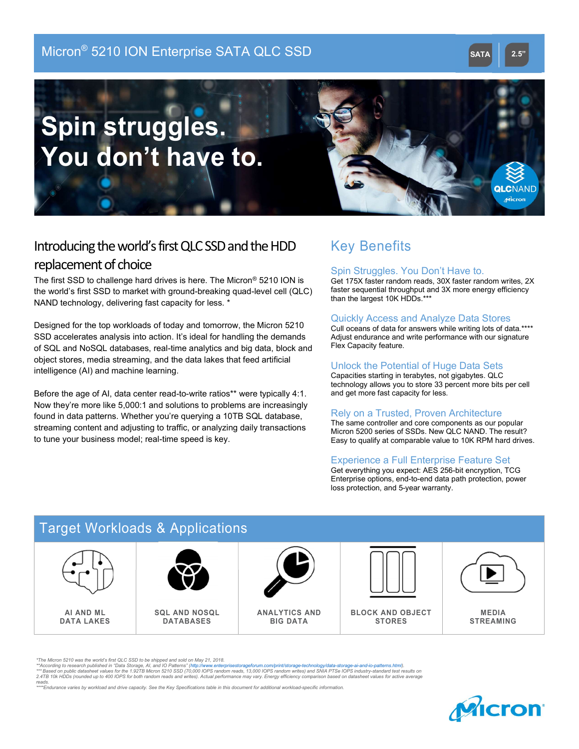# Micron® 5210 ION Enterprise SATA QLC SSD

SATA | 2.5”

## Spin struggles. You don’t have to.

QLCNAND Micron

## Introducing the world’s first QLC SSD and the HDD replacement of choice

The first SSD to challenge hard drives is here. The Micron® 5210 ION is the world’s first SSD to market with ground-breaking quad-level cell (QLC) NAND technology, delivering fast capacity for less. *

Designed for the top workloads of today and tomorrow, the Micron 5210 SSD accelerates analysis into action. It’s ideal for handling the demands of SQL and NoSQL databases, real-time analytics and big data, block and object stores, media streaming, and the data lakes that feed artificial intelligence (AI) and machine learning.

Before the age of AI, data center read-to-write ratios** were typically 4:1. Now they’re more like 5,000:1 and solutions to problems are increasingly found in data patterns. Whether you’re querying a 10TB SQL database, streaming content and adjusting to traffic, or analyzing daily transactions to tune your business model; real-time speed is key.

## Key Benefits

### Spin Struggles. You Don’t Have to.

Get 175X faster random reads, 30X faster random writes, 2X faster sequential throughput and 3X more energy efficiency than the largest 10K HDDs.***

### Quickly Access and Analyze Data Stores

Cull oceans of data for answers while writing lots of data.**** Adjust endurance and write performance with our signature Flex Capacity feature.

### Unlock the Potential of Huge Data Sets

Capacities starting in terabytes, not gigabytes. QLC technology allows you to store 33 percent more bits per cell and get more fast capacity for less.

### Rely on a Trusted, Proven Architecture

The same controller and core components as our popular Micron 5200 series of SSDs. New QLC NAND. The result? Easy to qualify at comparable value to 10K RPM hard drives.

### Experience a Full Enterprise Feature Set

Get everything you expect: AES 256-bit encryption, TCG Enterprise options, end-to-end data path protection, power loss protection, and 5-year warranty.

## Target Workloads & Applications

| AI AND ML DATA LAKES | SQL AND NOSQL DATABASES | ANALYTICS AND BIG DATA | BLOCK AND OBJECT STORES | MEDIA STREAMING |
|---|---|---|---|---|

*The Micron 5210 was the world’s first QLC SSD to be shipped and sold on May 21, 2018.
**According to research published in “Data Storage, AI, and IO Patterns” (http://www.enterprisestorageforum.com/print/storage-technology/data-storage-ai-and-io-patterns.html).
*** Based on public datasheet values for the 1.92TB Micron 5210 SSD (70,000 IOPS random reads, 13,000 IOPS random writes) and SNIA PTSe IOPS industry-standard test results on 2.4TB 10k HDDs (rounded up to 400 IOPS for both random reads and writes). Actual performance may vary. Energy efficiency comparison based on datasheet values for active average reads.
****Endurance varies by workload and drive capacity. See the Key Specifications table in this document for additional workload-specific information.

Micron®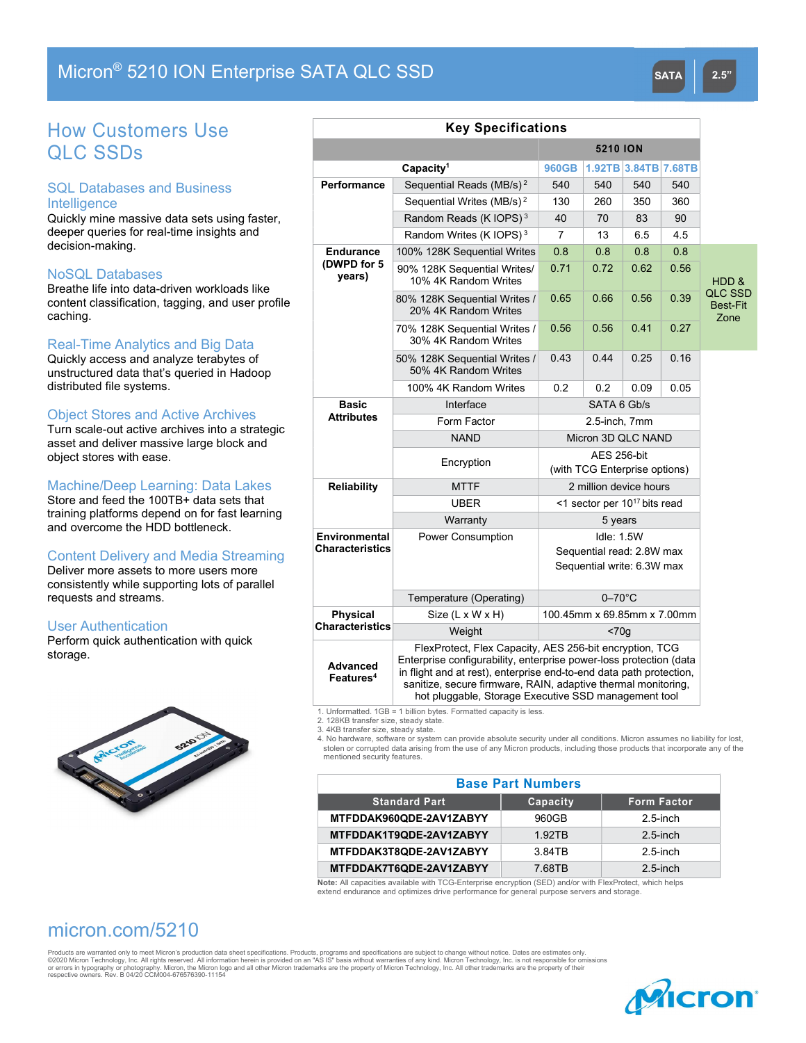# Micron® 5210 ION Enterprise SATA QLC SSD

SATA | 2.5"

## How Customers Use QLC SSDs

### SQL Databases and Business Intelligence

Quickly mine massive data sets using faster, deeper queries for real-time insights and decision-making.

### NoSQL Databases

Breathe life into data-driven workloads like content classification, tagging, and user profile caching.

### Real-Time Analytics and Big Data

Quickly access and analyze terabytes of unstructured data that's queried in Hadoop distributed file systems.

### Object Stores and Active Archives

Turn scale-out active archives into a strategic asset and deliver massive large block and object stores with ease.

### Machine/Deep Learning: Data Lakes

Store and feed the 100TB+ data sets that training platforms depend on for fast learning and overcome the HDD bottleneck.

### Content Delivery and Media Streaming

Deliver more assets to more users more consistently while supporting lots of parallel requests and streams.

### User Authentication

Perform quick authentication with quick storage.

## Key Specifications

| | | 5210 ION | | | | |
|---|---|---|---|---|---|---|
| | Capacity[1] | 960GB | 1.92TB | 3.84TB | 7.68TB | |
| Performance | Sequential Reads (MB/s)[2] | 540 | 540 | 540 | 540 | |
| | Sequential Writes (MB/s)[2] | 130 | 260 | 350 | 360 | |
| | Random Reads (K IOPS)[3] | 40 | 70 | 83 | 90 | |
| | Random Writes (K IOPS)[3] | 7 | 13 | 6.5 | 4.5 | |
| Endurance (DWPD for 5 years) | 100% 128K Sequential Writes | 0.8 | 0.8 | 0.8 | 0.8 | HDD & QLC SSD Best-Fit Zone |
| | 90% 128K Sequential Writes/ 10% 4K Random Writes | 0.71 | 0.72 | 0.62 | 0.56 | |
| | 80% 128K Sequential Writes / 20% 4K Random Writes | 0.65 | 0.66 | 0.56 | 0.39 | |
| | 70% 128K Sequential Writes / 30% 4K Random Writes | 0.56 | 0.56 | 0.41 | 0.27 | |
| | 50% 128K Sequential Writes / 50% 4K Random Writes | 0.43 | 0.44 | 0.25 | 0.16 | |
| | 100% 4K Random Writes | 0.2 | 0.2 | 0.09 | 0.05 | |
| Basic Attributes | Interface | SATA 6 Gb/s | | | | |
| | Form Factor | 2.5-inch, 7mm | | | | |
| | NAND | Micron 3D QLC NAND | | | | |
| | Encryption | AES 256-bit (with TCG Enterprise options) | | | | |
| Reliability | MTTF | 2 million device hours | | | | |
| | UBER | <1 sector per $10^{17}$ bits read | | | | |
| | Warranty | 5 years | | | | |
| Environmental Characteristics | Power Consumption | Idle: 1.5W<br>Sequential read: 2.8W max<br>Sequential write: 6.3W max | | | | |
| | Temperature (Operating) | 0–70°C | | | | |
| Physical Characteristics | Size (L x W x H) | 100.45mm x 69.85mm x 7.00mm | | | | |
| | Weight | <70g | | | | |
| Advanced Features[4] | FlexProtect, Flex Capacity, AES 256-bit encryption, TCG Enterprise configurability, enterprise power-loss protection (data in flight and at rest), enterprise end-to-end data path protection, sanitize, secure firmware, RAIN, adaptive thermal monitoring, hot pluggable, Storage Executive SSD management tool | | | | | |

1. Unformatted. 1GB = 1 billion bytes. Formatted capacity is less.
2. 128KB transfer size, steady state.
3. 4KB transfer size, steady state.
4. No hardware, software or system can provide absolute security under all conditions. Micron assumes no liability for lost, stolen or corrupted data arising from the use of any Micron products, including those products that incorporate any of the mentioned security features.

## Base Part Numbers

| Standard Part | Capacity | Form Factor |
|---|---|---|
| **MTFDDAK960QDE-2AV1ZABYY** | 960GB | 2.5-inch |
| **MTFDDAK1T9QDE-2AV1ZABYY** | 1.92TB | 2.5-inch |
| **MTFDDAK3T8QDE-2AV1ZABYY** | 3.84TB | 2.5-inch |
| **MTFDDAK7T6QDE-2AV1ZABYY** | 7.68TB | 2.5-inch |

**Note:** All capacities available with TCG-Enterprise encryption (SED) and/or with FlexProtect, which helps extend endurance and optimizes drive performance for general purpose servers and storage.

micron.com/5210

Products are warranted only to meet Micron's production data sheet specifications. Products, programs and specifications are subject to change without notice. Dates are estimates only. ©2020 Micron Technology, Inc. All rights reserved. All information herein is provided on an "AS IS" basis without warranties of any kind. Micron Technology, Inc. is not responsible for omissions or errors in typography or photography. Micron, the Micron logo and all other Micron trademarks are the property of Micron Technology, Inc. All other trademarks are the property of their respective owners. Rev. B 04/20 CCM004-676576390-11154